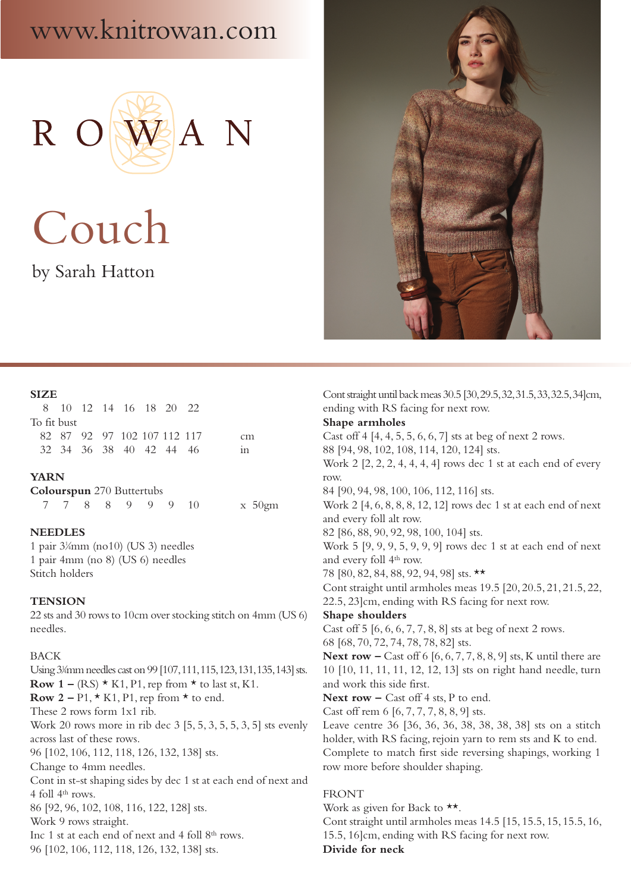www.knitrowan.com

# ROWAN

# Couch

by Sarah Hatton

**SIZE**

| | 8 | 10 | 12 | 14 | 16 | 18 | 20 | 22 | |
|---|---|---|---|---|---|---|---|---|---|
| To fit bust | | | | | | | | | |
| | 82 | 87 | 92 | 97 | 102 | 107 | 112 | 117 | cm |
| | 32 | 34 | 36 | 38 | 40 | 42 | 44 | 46 | in |

**YARN**

**Colourspun** 270 Buttertubs

| 7 | 7 | 8 | 8 | 9 | 9 | 9 | 10 | x 50gm |
|---|---|---|---|---|---|---|---|---|

**NEEDLES**

1 pair 3¼mm (no10) (US 3) needles
1 pair 4mm (no 8) (US 6) needles
Stitch holders

**TENSION**

22 sts and 30 rows to 10cm over stocking stitch on 4mm (US 6) needles.

BACK

Using 3¼mm needles cast on 99 [107, 111, 115, 123, 131, 135, 143] sts.
**Row 1 –** (RS) * K1, P1, rep from * to last st, K1.
**Row 2 –** P1, * K1, P1, rep from * to end.
These 2 rows form 1x1 rib.
Work 20 rows more in rib dec 3 [5, 5, 3, 5, 5, 3, 5] sts evenly across last of these rows.
96 [102, 106, 112, 118, 126, 132, 138] sts.
Change to 4mm needles.
Cont in st-st shaping sides by dec 1 st at each end of next and 4 foll 4th rows.
86 [92, 96, 102, 108, 116, 122, 128] sts.
Work 9 rows straight.
Inc 1 st at each end of next and 4 foll 8th rows.
96 [102, 106, 112, 118, 126, 132, 138] sts.
Cont straight until back meas 30.5 [30, 29.5, 32, 31.5, 33, 32.5, 34]cm, ending with RS facing for next row.

**Shape armholes**

Cast off 4 [4, 4, 5, 5, 6, 6, 7] sts at beg of next 2 rows.
88 [94, 98, 102, 108, 114, 120, 124] sts.
Work 2 [2, 2, 2, 4, 4, 4, 4] rows dec 1 st at each end of every row.
84 [90, 94, 98, 100, 106, 112, 116] sts.
Work 2 [4, 6, 8, 8, 8, 12, 12] rows dec 1 st at each end of next and every foll alt row.
82 [86, 88, 90, 92, 98, 100, 104] sts.
Work 5 [9, 9, 9, 5, 9, 9, 9] rows dec 1 st at each end of next and every foll 4th row.
78 [80, 82, 84, 88, 92, 94, 98] sts. **
Cont straight until armholes meas 19.5 [20, 20.5, 21, 21.5, 22, 22.5, 23]cm, ending with RS facing for next row.

**Shape shoulders**

Cast off 5 [6, 6, 6, 7, 7, 8, 8] sts at beg of next 2 rows.
68 [68, 70, 72, 74, 78, 78, 82] sts.
**Next row –** Cast off 6 [6, 6, 7, 7, 8, 8, 9] sts, K until there are 10 [10, 11, 11, 11, 12, 12, 13] sts on right hand needle, turn and work this side first.
**Next row –** Cast off 4 sts, P to end.
Cast off rem 6 [6, 7, 7, 7, 8, 8, 9] sts.
Leave centre 36 [36, 36, 36, 38, 38, 38, 38] sts on a stitch holder, with RS facing, rejoin yarn to rem sts and K to end.
Complete to match first side reversing shapings, working 1 row more before shoulder shaping.

FRONT

Work as given for Back to **.
Cont straight until armholes meas 14.5 [15, 15.5, 15, 15.5, 16, 15.5, 16]cm, ending with RS facing for next row.

**Divide for neck**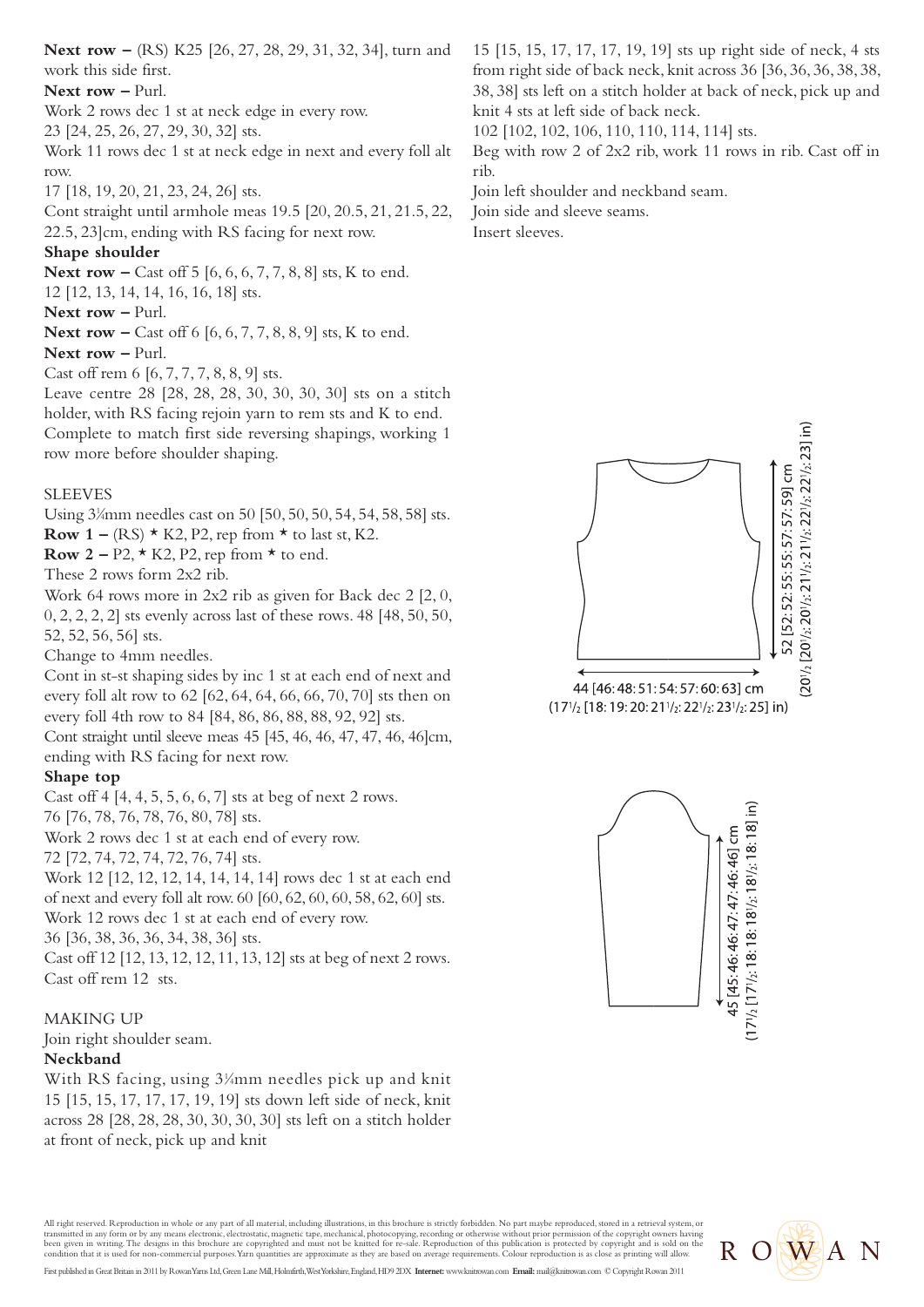**Next row –** (RS) K25 [26, 27, 28, 29, 31, 32, 34], turn and work this side first.

**Next row –** Purl.

Work 2 rows dec 1 st at neck edge in every row.

23 [24, 25, 26, 27, 29, 30, 32] sts.

Work 11 rows dec 1 st at neck edge in next and every foll alt row.

17 [18, 19, 20, 21, 23, 24, 26] sts.

Cont straight until armhole meas 19.5 [20, 20.5, 21, 21.5, 22, 22.5, 23]cm, ending with RS facing for next row.

**Shape shoulder**

**Next row –** Cast off 5 [6, 6, 6, 7, 7, 8, 8] sts, K to end.

12 [12, 13, 14, 14, 16, 16, 18] sts.

**Next row –** Purl.

**Next row –** Cast off 6 [6, 6, 7, 7, 8, 8, 9] sts, K to end.

**Next row –** Purl.

Cast off rem 6 [6, 7, 7, 7, 8, 8, 9] sts.

Leave centre 28 [28, 28, 28, 30, 30, 30, 30] sts on a stitch holder, with RS facing rejoin yarn to rem sts and K to end. Complete to match first side reversing shapings, working 1 row more before shoulder shaping.

SLEEVES

Using 3¼mm needles cast on 50 [50, 50, 50, 54, 54, 58, 58] sts.

**Row 1 –** (RS) * K2, P2, rep from * to last st, K2.

**Row 2 –** P2, * K2, P2, rep from * to end.

These 2 rows form 2x2 rib.

Work 64 rows more in 2x2 rib as given for Back dec 2 [2, 0, 0, 2, 2, 2, 2] sts evenly across last of these rows. 48 [48, 50, 50, 52, 52, 56, 56] sts.

Change to 4mm needles.

Cont in st-st shaping sides by inc 1 st at each end of next and every foll alt row to 62 [62, 64, 64, 66, 66, 70, 70] sts then on every foll 4th row to 84 [84, 86, 86, 88, 88, 92, 92] sts.

Cont straight until sleeve meas 45 [45, 46, 46, 47, 47, 46, 46]cm, ending with RS facing for next row.

**Shape top**

Cast off 4 [4, 4, 5, 5, 6, 6, 7] sts at beg of next 2 rows.

76 [76, 78, 76, 78, 76, 80, 78] sts.

Work 2 rows dec 1 st at each end of every row.

72 [72, 74, 72, 74, 72, 76, 74] sts.

Work 12 [12, 12, 12, 14, 14, 14, 14] rows dec 1 st at each end of next and every foll alt row. 60 [60, 62, 60, 60, 58, 62, 60] sts.

Work 12 rows dec 1 st at each end of every row.

36 [36, 38, 36, 36, 34, 38, 36] sts.

Cast off 12 [12, 13, 12, 12, 11, 13, 12] sts at beg of next 2 rows.

Cast off rem 12 sts.

MAKING UP

Join right shoulder seam.

**Neckband**

With RS facing, using 3¼mm needles pick up and knit 15 [15, 15, 17, 17, 17, 19, 19] sts down left side of neck, knit across 28 [28, 28, 28, 30, 30, 30, 30] sts left on a stitch holder at front of neck, pick up and knit 15 [15, 15, 17, 17, 17, 19, 19] sts up right side of neck, 4 sts from right side of back neck, knit across 36 [36, 36, 36, 38, 38, 38, 38] sts left on a stitch holder at back of neck, pick up and knit 4 sts at left side of back neck.

102 [102, 102, 106, 110, 110, 114, 114] sts.

Beg with row 2 of 2x2 rib, work 11 rows in rib. Cast off in rib.

Join left shoulder and neckband seam.

Join side and sleeve seams.

Insert sleeves.

52 [52: 52: 55: 55: 57: 57: 59] cm
(20½ [20½: 20½: 21½: 21½: 22½: 22½: 23] in)

44 [46: 48: 51: 54: 57: 60: 63] cm
(17½ [18: 19: 20: 21½: 22½: 23½: 25] in)

45 [45: 46: 46: 47: 47: 46: 46] cm
(17½ [17½: 18: 18: 18½: 18½: 18: 18] in)